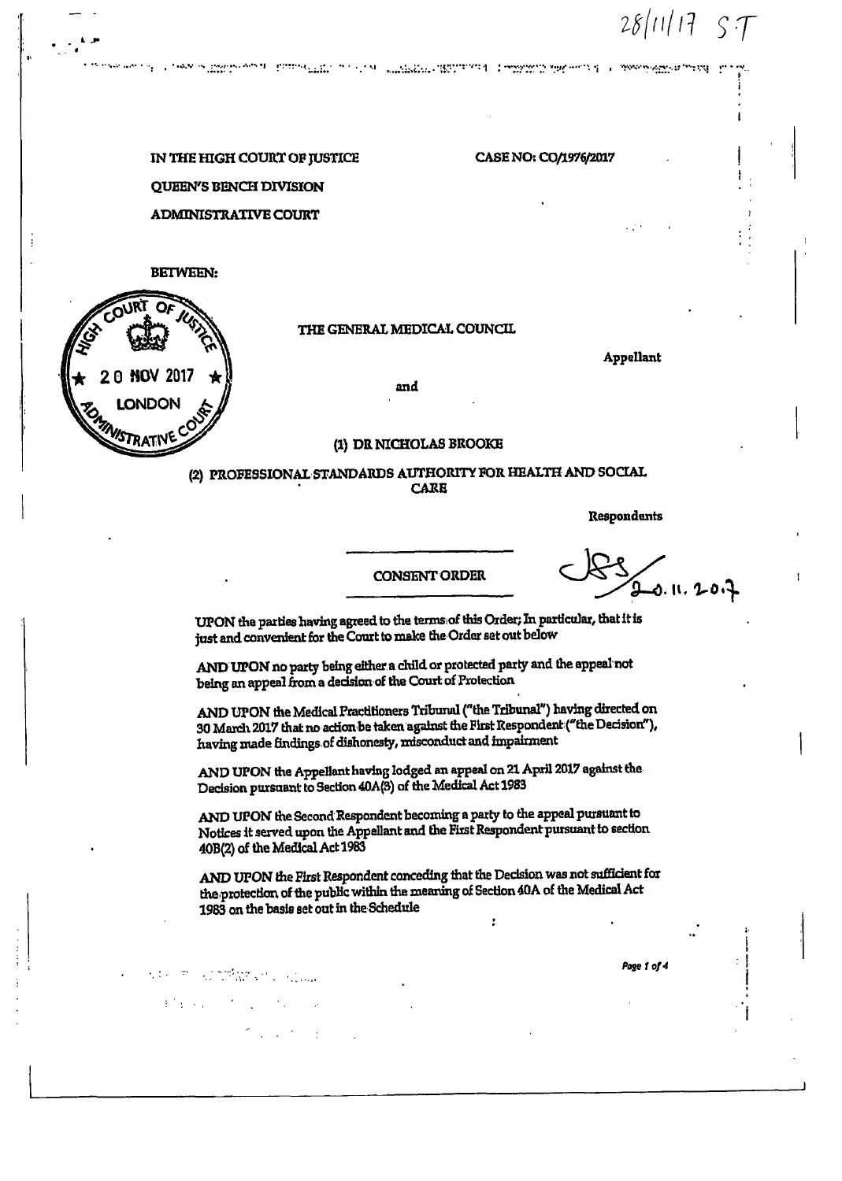28/11/17 S.T

IN THE HIGH COURT OF JUSTICE

QUEEN'S BENCH DIVISION

ADMINISTRATIVE COURT

CASE NO: CO/1976/2017

BETWEEN:

HIGH COURT OF JUSTICE
20 NOV 2017
LONDON
ADMINISTRATIVE COURT

THE GENERAL MEDICAL COUNCIL

**Appellant**

and

(1) DR NICHOLAS BROOKE

(2) PROFESSIONAL STANDARDS AUTHORITY FOR HEALTH AND SOCIAL CARE

**Respondents**

---

CONSENT ORDER

---

JSS 20.11.2017

UPON the parties having agreed to the terms of this Order; In particular, that it is just and convenient for the Court to make the Order set out below

AND UPON no party being either a child or protected party and the appeal not being an appeal from a decision of the Court of Protection

AND UPON the Medical Practitioners Tribunal ("the Tribunal") having directed on 30 March 2017 that no action be taken against the First Respondent ("the Decision"), having made findings of dishonesty, misconduct and impairment

AND UPON the Appellant having lodged an appeal on 21 April 2017 against the Decision pursuant to Section 40A(3) of the Medical Act 1983

AND UPON the Second Respondent becoming a party to the appeal pursuant to Notices it served upon the Appellant and the First Respondent pursuant to section 40B(2) of the Medical Act 1983

AND UPON the First Respondent conceding that the Decision was not sufficient for the protection of the public within the meaning of Section 40A of the Medical Act 1983 on the basis set out in the Schedule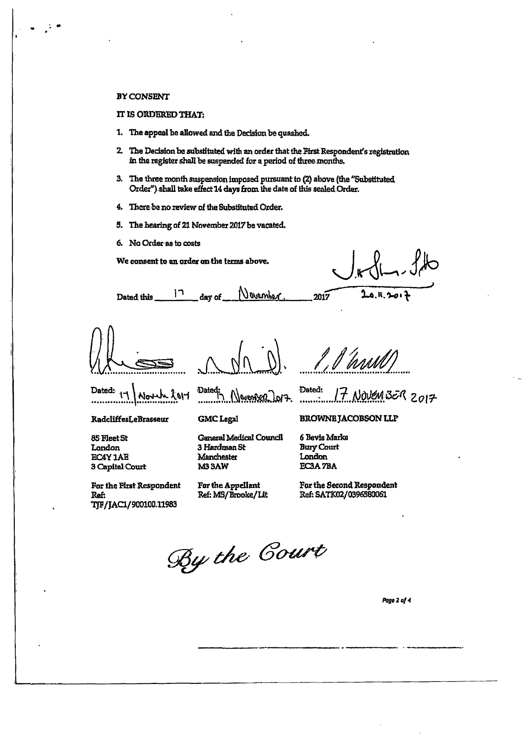**BY CONSENT**

**IT IS ORDERED THAT:**

1. The appeal be allowed and the Decision be quashed.
2. The Decision be substituted with an order that the First Respondent's registration in the register shall be suspended for a period of three months.
3. The three month suspension imposed pursuant to (2) above (the "Substituted Order") shall take effect 14 days from the date of this sealed Order.
4. There be no review of the Substituted Order.
5. The hearing of 21 November 2017 be vacated.
6. No Order as to costs

**We consent to an order on the terms above.**

Dated this 17 day of November 2017

20.11.2017

| Dated: 17 November 2017 | Dated: 17 November 2017 | Dated: 17 NOVEMBER 2017 |
|---|---|---|
| **RadcliffesLeBrasseur** | **GMC Legal** | **BROWNE JACOBSON LLP** |
| 85 Fleet St<br>London<br>EC4Y 1AE<br>3 Capital Court | General Medical Council<br>3 Hardman St<br>Manchester<br>M3 3AW | 6 Bevis Marks<br>Bury Court<br>London<br>EC3A 7BA |
| For the First Respondent<br>Ref:<br>TJF/JAC1/900100.11983 | For the Appellant<br>Ref: MS/Brooke/Lit | For the Second Respondent<br>Ref: SATK02/0396580061 |

*By the Court*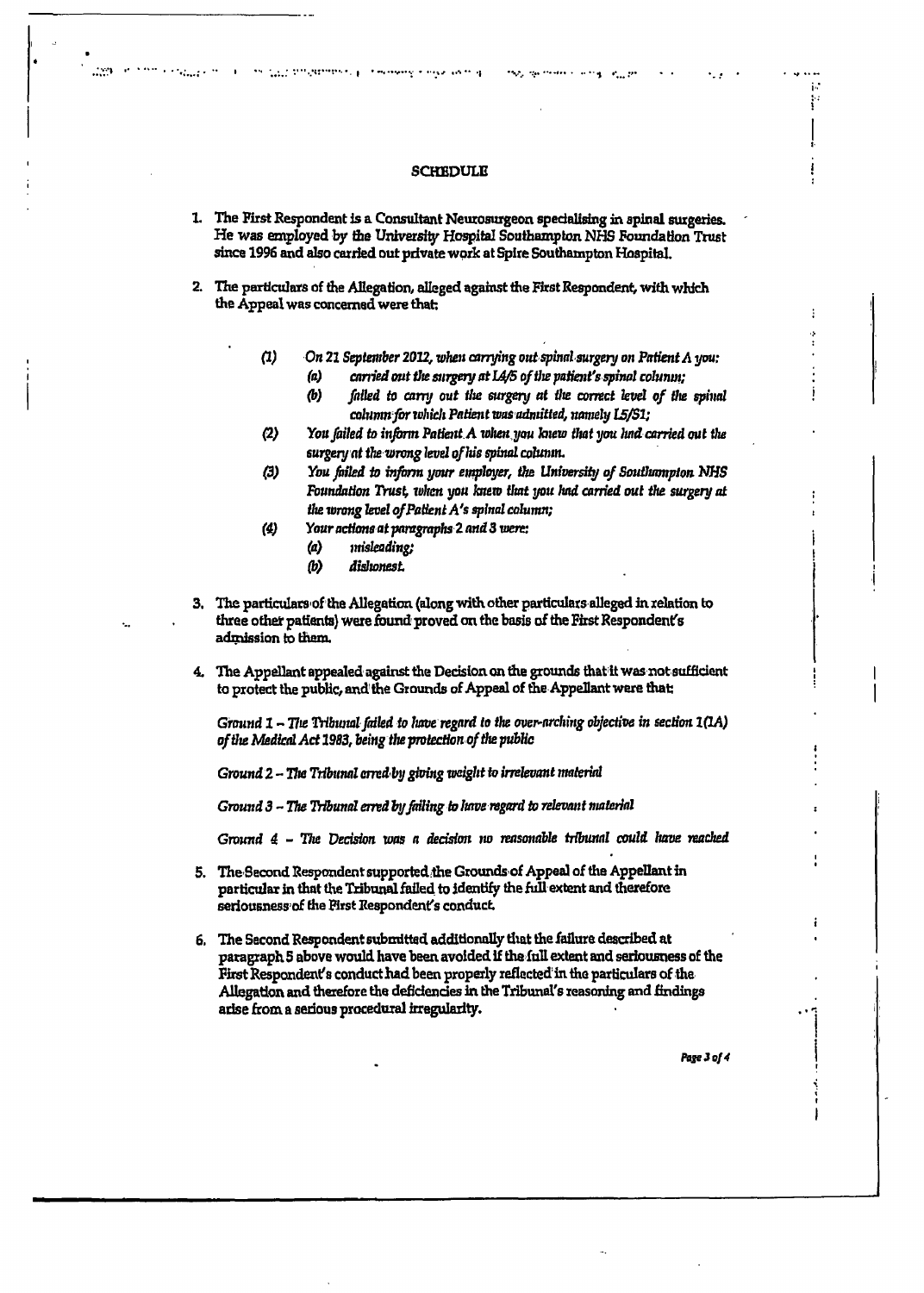## SCHEDULE

1. The First Respondent is a Consultant Neurosurgeon specialising in spinal surgeries. He was employed by the University Hospital Southampton NHS Foundation Trust since 1996 and also carried out private work at Spire Southampton Hospital.

2. The particulars of the Allegation, alleged against the First Respondent, with which the Appeal was concerned were that:

   (1) *On 21 September 2012, when carrying out spinal surgery on Patient A you:*
      (a) *carried out the surgery at L4/5 of the patient's spinal column;*
      (b) *failed to carry out the surgery at the correct level of the spinal column for which Patient was admitted, namely L5/S1;*

   (2) *You failed to inform Patient A when you knew that you had carried out the surgery at the wrong level of his spinal column.*

   (3) *You failed to inform your employer, the University of Southampton NHS Foundation Trust, when you knew that you had carried out the surgery at the wrong level of Patient A's spinal column;*

   (4) *Your actions at paragraphs 2 and 3 were:*
      (a) *misleading;*
      (b) *dishonest.*

3. The particulars of the Allegation (along with other particulars alleged in relation to three other patients) were found proved on the basis of the First Respondent's admission to them.

4. The Appellant appealed against the Decision on the grounds that it was not sufficient to protect the public, and the Grounds of Appeal of the Appellant were that:

   *Ground 1 – The Tribunal failed to have regard to the over-arching objective in section 1(1A) of the Medical Act 1983, being the protection of the public*

   *Ground 2 – The Tribunal erred by giving weight to irrelevant material*

   *Ground 3 – The Tribunal erred by failing to have regard to relevant material*

   *Ground 4 – The Decision was a decision no reasonable tribunal could have reached*

5. The Second Respondent supported the Grounds of Appeal of the Appellant in particular in that the Tribunal failed to identify the full extent and therefore seriousness of the First Respondent's conduct.

6. The Second Respondent submitted additionally that the failure described at paragraph 5 above would have been avoided if the full extent and seriousness of the First Respondent's conduct had been properly reflected in the particulars of the Allegation and therefore the deficiencies in the Tribunal's reasoning and findings arise from a serious procedural irregularity.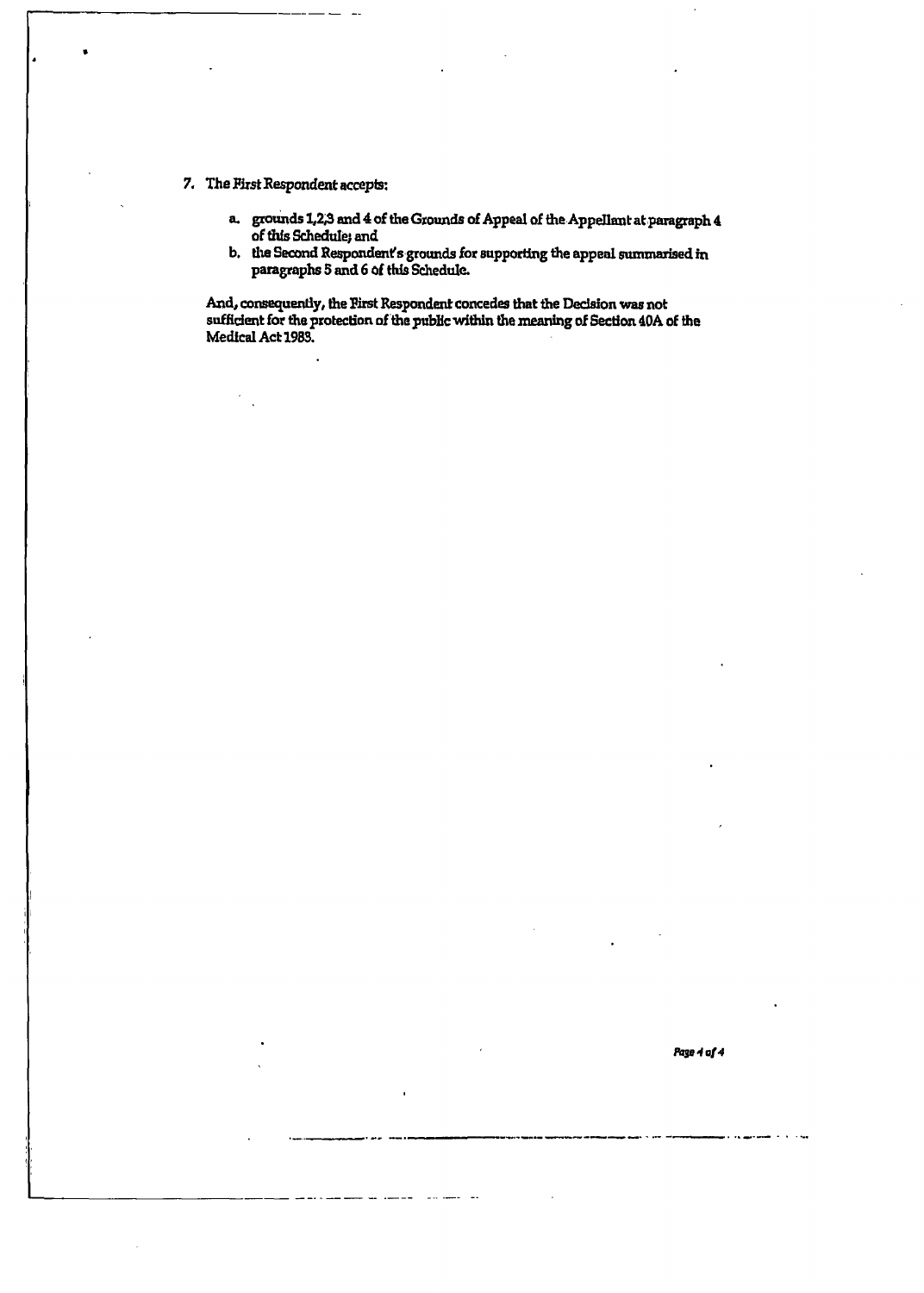7. The First Respondent accepts:

   a. grounds 1,2,3 and 4 of the Grounds of Appeal of the Appellant at paragraph 4 of this Schedule; and

   b. the Second Respondent's grounds for supporting the appeal summarised in paragraphs 5 and 6 of this Schedule.

   And, consequently, the First Respondent concedes that the Decision was not sufficient for the protection of the public within the meaning of Section 40A of the Medical Act 1983.